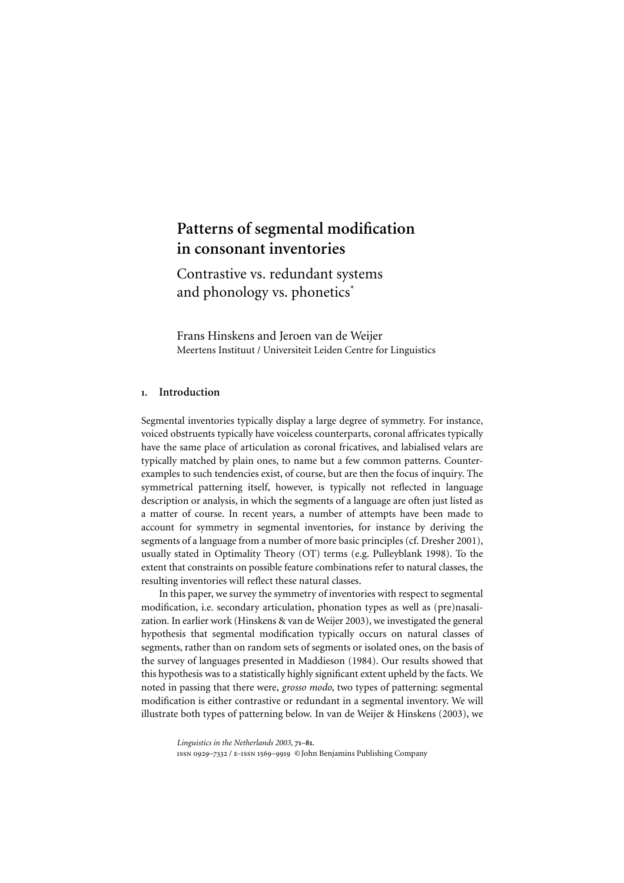# Patterns of segmental modification in consonant inventories

## Contrastive vs. redundant systems and phonology vs. phonetics*

Frans Hinskens and Jeroen van de Weijer
Meertens Instituut / Universiteit Leiden Centre for Linguistics

## 1. Introduction

Segmental inventories typically display a large degree of symmetry. For instance, voiced obstruents typically have voiceless counterparts, coronal affricates typically have the same place of articulation as coronal fricatives, and labialised velars are typically matched by plain ones, to name but a few common patterns. Counterexamples to such tendencies exist, of course, but are then the focus of inquiry. The symmetrical patterning itself, however, is typically not reflected in language description or analysis, in which the segments of a language are often just listed as a matter of course. In recent years, a number of attempts have been made to account for symmetry in segmental inventories, for instance by deriving the segments of a language from a number of more basic principles (cf. Dresher 2001), usually stated in Optimality Theory (OT) terms (e.g. Pulleyblank 1998). To the extent that constraints on possible feature combinations refer to natural classes, the resulting inventories will reflect these natural classes.

In this paper, we survey the symmetry of inventories with respect to segmental modification, i.e. secondary articulation, phonation types as well as (pre)nasalization. In earlier work (Hinskens & van de Weijer 2003), we investigated the general hypothesis that segmental modification typically occurs on natural classes of segments, rather than on random sets of segments or isolated ones, on the basis of the survey of languages presented in Maddieson (1984). Our results showed that this hypothesis was to a statistically highly significant extent upheld by the facts. We noted in passing that there were, *grosso modo*, two types of patterning: segmental modification is either contrastive or redundant in a segmental inventory. We will illustrate both types of patterning below. In van de Weijer & Hinskens (2003), we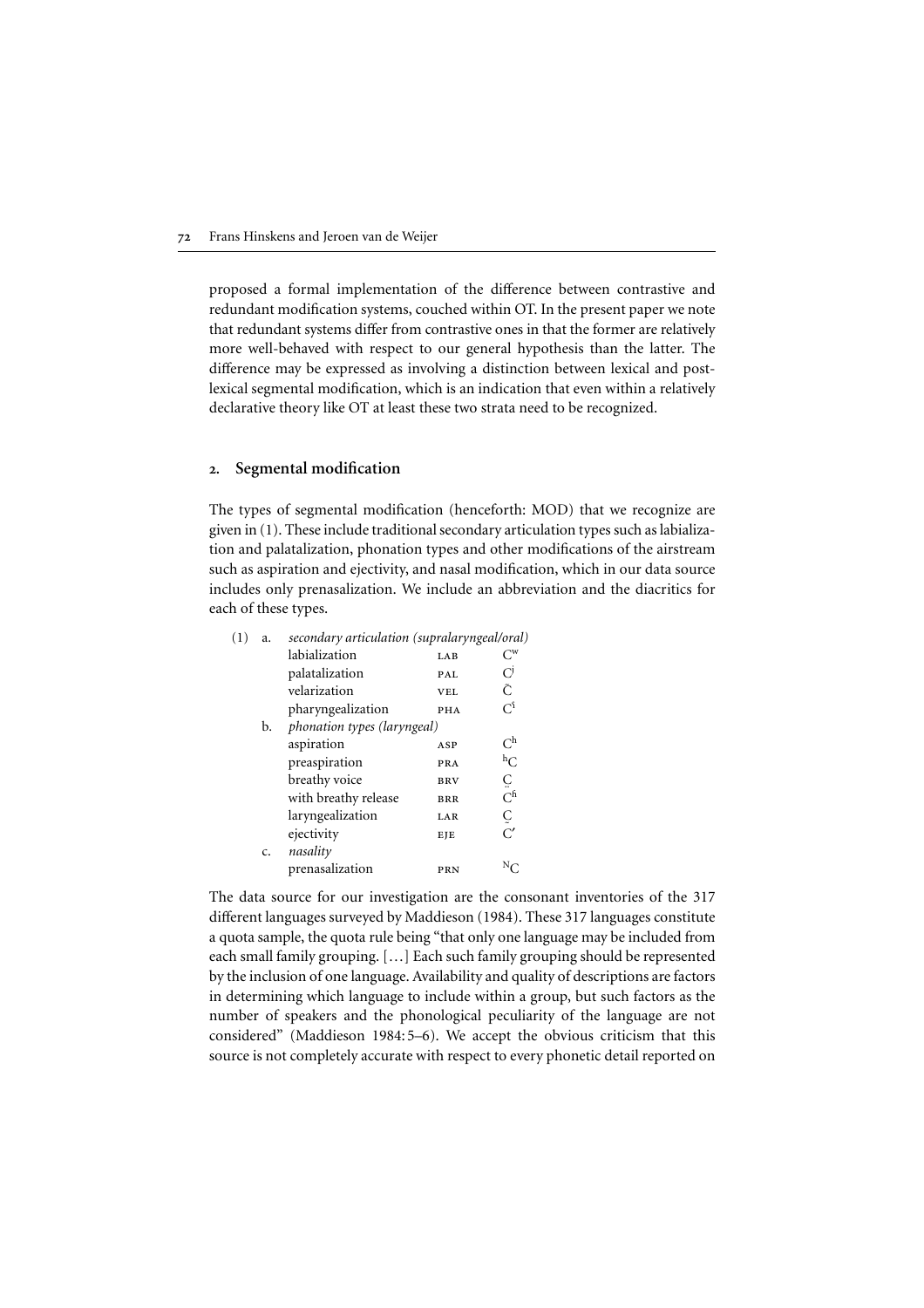proposed a formal implementation of the difference between contrastive and redundant modification systems, couched within OT. In the present paper we note that redundant systems differ from contrastive ones in that the former are relatively more well-behaved with respect to our general hypothesis than the latter. The difference may be expressed as involving a distinction between lexical and post-lexical segmental modification, which is an indication that even within a relatively declarative theory like OT at least these two strata need to be recognized.

## 2. Segmental modification

The types of segmental modification (henceforth: MOD) that we recognize are given in (1). These include traditional secondary articulation types such as labialization and palatalization, phonation types and other modifications of the airstream such as aspiration and ejectivity, and nasal modification, which in our data source includes only prenasalization. We include an abbreviation and the diacritics for each of these types.

(1)

| | | | |
|---|---|---|---|
| a. | *secondary articulation (supralaryngeal/oral)* | | |
| | labialization | LAB | Cʷ |
| | palatalization | PAL | Cʲ |
| | velarization | VEL | C̃ |
| | pharyngealization | PHA | Cˤ |
| b. | *phonation types (laryngeal)* | | |
| | aspiration | ASP | Cʰ |
| | preaspiration | PRA | ʰC |
| | breathy voice | BRV | C̤ |
| | with breathy release | BRR | Cʱ |
| | laryngealization | LAR | C̰ |
| | ejectivity | EJE | C′ |
| c. | *nasality* | | |
| | prenasalization | PRN | ᴺC |

The data source for our investigation are the consonant inventories of the 317 different languages surveyed by Maddieson (1984). These 317 languages constitute a quota sample, the quota rule being "that only one language may be included from each small family grouping. [...] Each such family grouping should be represented by the inclusion of one language. Availability and quality of descriptions are factors in determining which language to include within a group, but such factors as the number of speakers and the phonological peculiarity of the language are not considered" (Maddieson 1984: 5–6). We accept the obvious criticism that this source is not completely accurate with respect to every phonetic detail reported on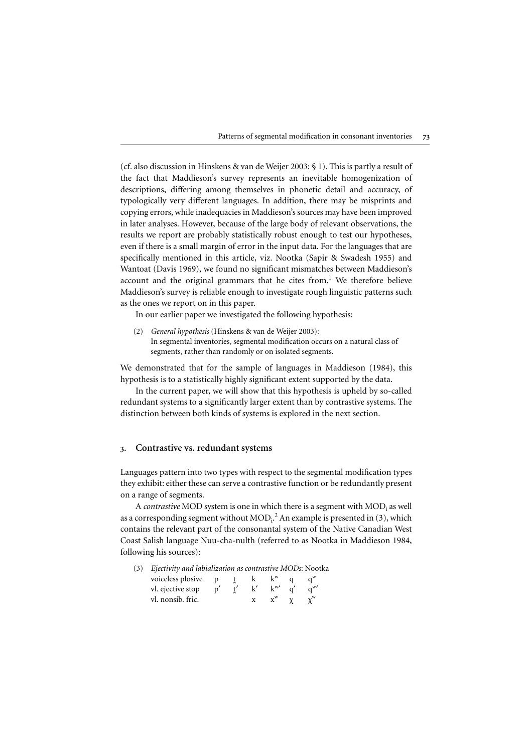(cf. also discussion in Hinskens & van de Weijer 2003: § 1). This is partly a result of the fact that Maddieson's survey represents an inevitable homogenization of descriptions, differing among themselves in phonetic detail and accuracy, of typologically very different languages. In addition, there may be misprints and copying errors, while inadequacies in Maddieson's sources may have been improved in later analyses. However, because of the large body of relevant observations, the results we report are probably statistically robust enough to test our hypotheses, even if there is a small margin of error in the input data. For the languages that are specifically mentioned in this article, viz. Nootka (Sapir & Swadesh 1955) and Wantoat (Davis 1969), we found no significant mismatches between Maddieson's account and the original grammars that he cites from.[1] We therefore believe Maddieson's survey is reliable enough to investigate rough linguistic patterns such as the ones we report on in this paper.

In our earlier paper we investigated the following hypothesis:

(2) *General hypothesis* (Hinskens & van de Weijer 2003):
In segmental inventories, segmental modification occurs on a natural class of segments, rather than randomly or on isolated segments.

We demonstrated that for the sample of languages in Maddieson (1984), this hypothesis is to a statistically highly significant extent supported by the data.

In the current paper, we will show that this hypothesis is upheld by so-called redundant systems to a significantly larger extent than by contrastive systems. The distinction between both kinds of systems is explored in the next section.

## 3. Contrastive vs. redundant systems

Languages pattern into two types with respect to the segmental modification types they exhibit: either these can serve a contrastive function or be redundantly present on a range of segments.

A *contrastive* MOD system is one in which there is a segment with $MOD_i$ as well as a corresponding segment without $MOD_i$.[2] An example is presented in (3), which contains the relevant part of the consonantal system of the Native Canadian West Coast Salish language Nuu-cha-nulth (referred to as Nootka in Maddieson 1984, following his sources):

(3) *Ejectivity and labialization as contrastive MODs*: Nootka

| | | | | | | |
|---|---|---|---|---|---|---|
| voiceless plosive | p | t̪ | k | kʷ | q | qʷ |
| vl. ejective stop | p' | t̪' | k' | kʷ' | q' | qʷ' |
| vl. nonsib. fric. | | | x | xʷ | χ | χʷ |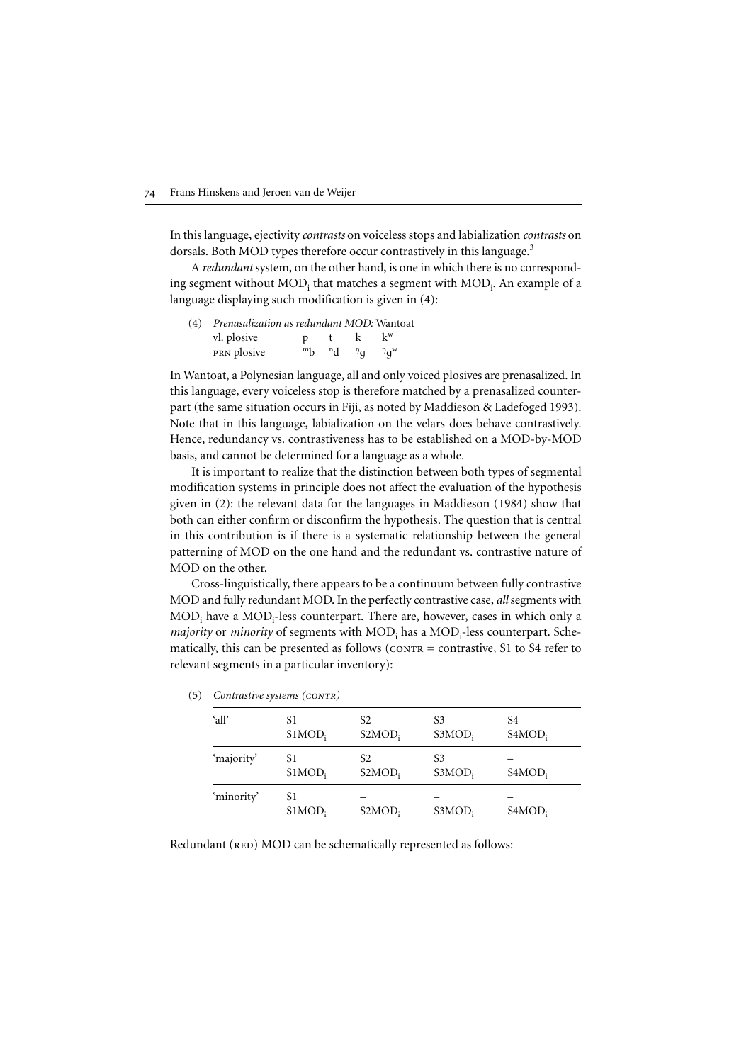In this language, ejectivity *contrasts* on voiceless stops and labialization *contrasts* on dorsals. Both MOD types therefore occur contrastively in this language.[3]

A *redundant* system, on the other hand, is one in which there is no corresponding segment without $\text{MOD}_i$ that matches a segment with $\text{MOD}_i$. An example of a language displaying such modification is given in (4):

(4) *Prenasalization as redundant MOD:* Wantoat

| | | | | |
|---|---|---|---|---|
| vl. plosive | p | t | k | $k^w$ |
| PRN plosive | $^mb$ | $^nd$ | $^ŋg$ | $^ŋg^w$ |

In Wantoat, a Polynesian language, all and only voiced plosives are prenasalized. In this language, every voiceless stop is therefore matched by a prenasalized counterpart (the same situation occurs in Fiji, as noted by Maddieson & Ladefoged 1993). Note that in this language, labialization on the velars does behave contrastively. Hence, redundancy vs. contrastiveness has to be established on a MOD-by-MOD basis, and cannot be determined for a language as a whole.

It is important to realize that the distinction between both types of segmental modification systems in principle does not affect the evaluation of the hypothesis given in (2): the relevant data for the languages in Maddieson (1984) show that both can either confirm or disconfirm the hypothesis. The question that is central in this contribution is if there is a systematic relationship between the general patterning of MOD on the one hand and the redundant vs. contrastive nature of MOD on the other.

Cross-linguistically, there appears to be a continuum between fully contrastive MOD and fully redundant MOD. In the perfectly contrastive case, *all* segments with $\text{MOD}_i$ have a $\text{MOD}_i$-less counterpart. There are, however, cases in which only a *majority* or *minority* of segments with $\text{MOD}_i$ has a $\text{MOD}_i$-less counterpart. Schematically, this can be presented as follows (CONTR = contrastive, S1 to S4 refer to relevant segments in a particular inventory):

(5) *Contrastive systems (CONTR)*

| | | | | |
|---|---|---|---|---|
| 'all' | S1<br>$\text{S1MOD}_i$ | S2<br>$\text{S2MOD}_i$ | S3<br>$\text{S3MOD}_i$ | S4<br>$\text{S4MOD}_i$ |
| 'majority' | S1<br>$\text{S1MOD}_i$ | S2<br>$\text{S2MOD}_i$ | S3<br>$\text{S3MOD}_i$ | –<br>$\text{S4MOD}_i$ |
| 'minority' | S1<br>$\text{S1MOD}_i$ | –<br>$\text{S2MOD}_i$ | –<br>$\text{S3MOD}_i$ | –<br>$\text{S4MOD}_i$ |

Redundant (RED) MOD can be schematically represented as follows: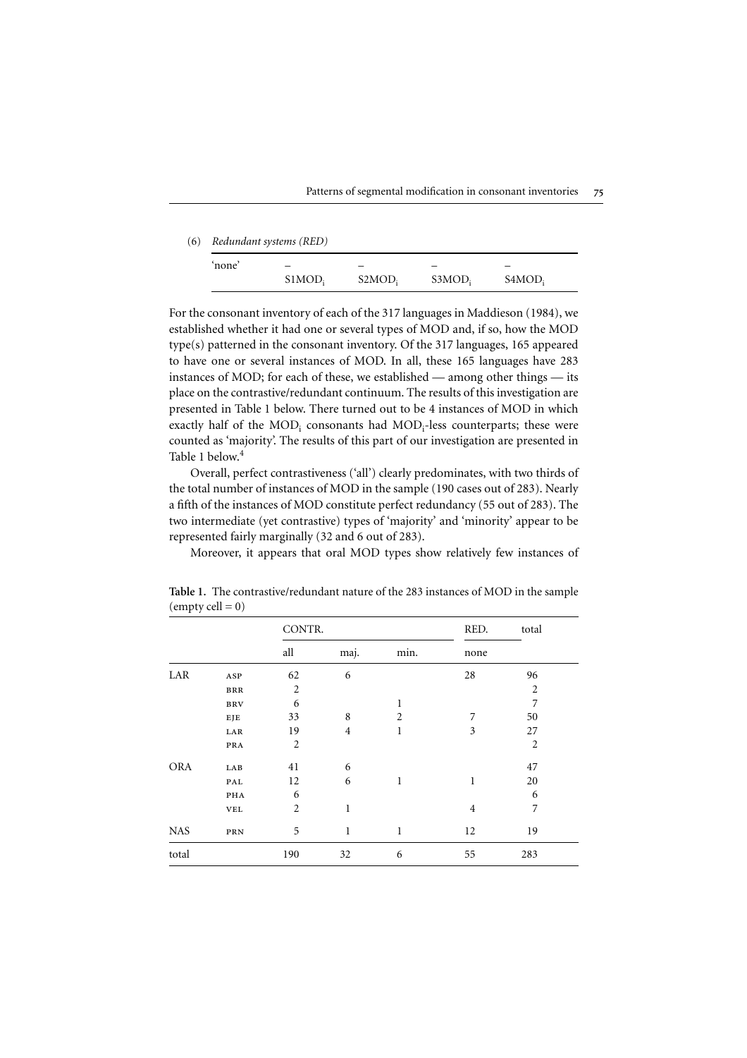(6) *Redundant systems (RED)*

| 'none' | – | – | – | – |
|---|---|---|---|---|
| | $S1MOD_i$ | $S2MOD_i$ | $S3MOD_i$ | $S4MOD_i$ |

For the consonant inventory of each of the 317 languages in Maddieson (1984), we established whether it had one or several types of MOD and, if so, how the MOD type(s) patterned in the consonant inventory. Of the 317 languages, 165 appeared to have one or several instances of MOD. In all, these 165 languages have 283 instances of MOD; for each of these, we established — among other things — its place on the contrastive/redundant continuum. The results of this investigation are presented in Table 1 below. There turned out to be 4 instances of MOD in which exactly half of the $MOD_i$ consonants had $MOD_i$-less counterparts; these were counted as 'majority'. The results of this part of our investigation are presented in Table 1 below.[4]

Overall, perfect contrastiveness ('all') clearly predominates, with two thirds of the total number of instances of MOD in the sample (190 cases out of 283). Nearly a fifth of the instances of MOD constitute perfect redundancy (55 out of 283). The two intermediate (yet contrastive) types of 'majority' and 'minority' appear to be represented fairly marginally (32 and 6 out of 283).

Moreover, it appears that oral MOD types show relatively few instances of

**Table 1.** The contrastive/redundant nature of the 283 instances of MOD in the sample (empty cell = 0)

| | | CONTR. | | | RED. | total |
|---|---|---|---|---|---|---|
| | | all | maj. | min. | none | |
| LAR | ASP | 62 | 6 | | 28 | 96 |
| | BRR | 2 | | | | 2 |
| | BRV | 6 | | 1 | | 7 |
| | EJE | 33 | 8 | 2 | 7 | 50 |
| | LAR | 19 | 4 | 1 | 3 | 27 |
| | PRA | 2 | | | | 2 |
| ORA | LAB | 41 | 6 | | | 47 |
| | PAL | 12 | 6 | 1 | 1 | 20 |
| | PHA | 6 | | | | 6 |
| | VEL | 2 | 1 | | 4 | 7 |
| NAS | PRN | 5 | 1 | 1 | 12 | 19 |
| total | | 190 | 32 | 6 | 55 | 283 |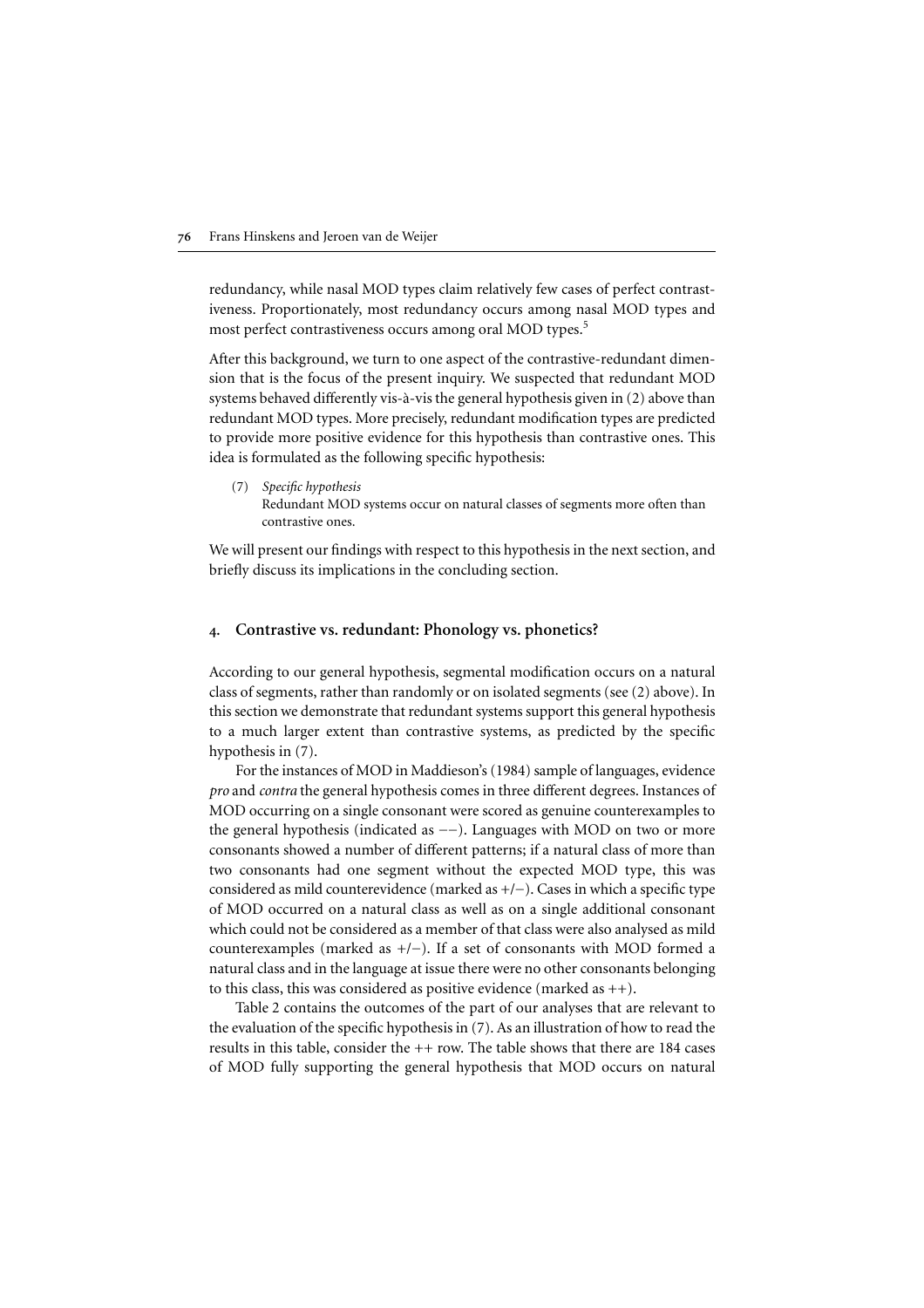redundancy, while nasal MOD types claim relatively few cases of perfect contrastiveness. Proportionately, most redundancy occurs among nasal MOD types and most perfect contrastiveness occurs among oral MOD types.[5]

After this background, we turn to one aspect of the contrastive-redundant dimension that is the focus of the present inquiry. We suspected that redundant MOD systems behaved differently vis-à-vis the general hypothesis given in (2) above than redundant MOD types. More precisely, redundant modification types are predicted to provide more positive evidence for this hypothesis than contrastive ones. This idea is formulated as the following specific hypothesis:

(7) *Specific hypothesis*
Redundant MOD systems occur on natural classes of segments more often than contrastive ones.

We will present our findings with respect to this hypothesis in the next section, and briefly discuss its implications in the concluding section.

## 4. Contrastive vs. redundant: Phonology vs. phonetics?

According to our general hypothesis, segmental modification occurs on a natural class of segments, rather than randomly or on isolated segments (see (2) above). In this section we demonstrate that redundant systems support this general hypothesis to a much larger extent than contrastive systems, as predicted by the specific hypothesis in (7).

For the instances of MOD in Maddieson's (1984) sample of languages, evidence *pro* and *contra* the general hypothesis comes in three different degrees. Instances of MOD occurring on a single consonant were scored as genuine counterexamples to the general hypothesis (indicated as −−). Languages with MOD on two or more consonants showed a number of different patterns; if a natural class of more than two consonants had one segment without the expected MOD type, this was considered as mild counterevidence (marked as +/−). Cases in which a specific type of MOD occurred on a natural class as well as on a single additional consonant which could not be considered as a member of that class were also analysed as mild counterexamples (marked as +/−). If a set of consonants with MOD formed a natural class and in the language at issue there were no other consonants belonging to this class, this was considered as positive evidence (marked as ++).

Table 2 contains the outcomes of the part of our analyses that are relevant to the evaluation of the specific hypothesis in (7). As an illustration of how to read the results in this table, consider the ++ row. The table shows that there are 184 cases of MOD fully supporting the general hypothesis that MOD occurs on natural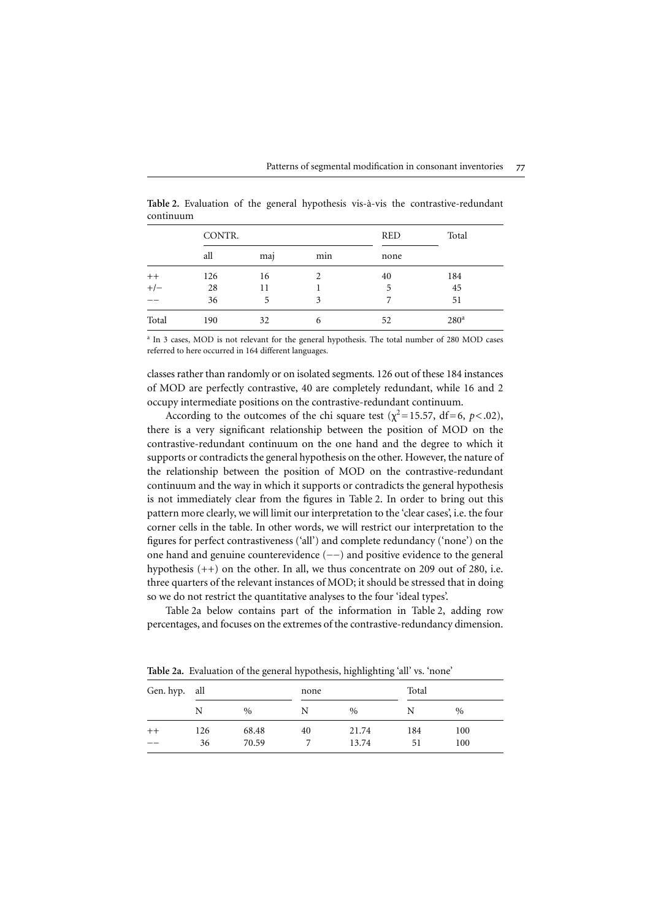**Table 2.** Evaluation of the general hypothesis vis-à-vis the contrastive-redundant continuum

| | CONTR. | | | RED | Total |
|---|---|---|---|---|---|
| | all | maj | min | none | |
| ++ | 126 | 16 | 2 | 40 | 184 |
| +/− | 28 | 11 | 1 | 5 | 45 |
| −− | 36 | 5 | 3 | 7 | 51 |
| Total | 190 | 32 | 6 | 52 | 280[a] |

[a] In 3 cases, MOD is not relevant for the general hypothesis. The total number of 280 MOD cases referred to here occurred in 164 different languages.

classes rather than randomly or on isolated segments. 126 out of these 184 instances of MOD are perfectly contrastive, 40 are completely redundant, while 16 and 2 occupy intermediate positions on the contrastive-redundant continuum.

According to the outcomes of the chi square test ($\chi^2 = 15.57$, df $= 6$, $p < .02$), there is a very significant relationship between the position of MOD on the contrastive-redundant continuum on the one hand and the degree to which it supports or contradicts the general hypothesis on the other. However, the nature of the relationship between the position of MOD on the contrastive-redundant continuum and the way in which it supports or contradicts the general hypothesis is not immediately clear from the figures in Table 2. In order to bring out this pattern more clearly, we will limit our interpretation to the 'clear cases', i.e. the four corner cells in the table. In other words, we will restrict our interpretation to the figures for perfect contrastiveness ('all') and complete redundancy ('none') on the one hand and genuine counterevidence (−−) and positive evidence to the general hypothesis (++) on the other. In all, we thus concentrate on 209 out of 280, i.e. three quarters of the relevant instances of MOD; it should be stressed that in doing so we do not restrict the quantitative analyses to the four 'ideal types'.

Table 2a below contains part of the information in Table 2, adding row percentages, and focuses on the extremes of the contrastive-redundancy dimension.

**Table 2a.** Evaluation of the general hypothesis, highlighting 'all' vs. 'none'

| Gen. hyp. | all | | none | | Total | |
|---|---|---|---|---|---|---|
| | N | % | N | % | N | % |
| ++ | 126 | 68.48 | 40 | 21.74 | 184 | 100 |
| −− | 36 | 70.59 | 7 | 13.74 | 51 | 100 |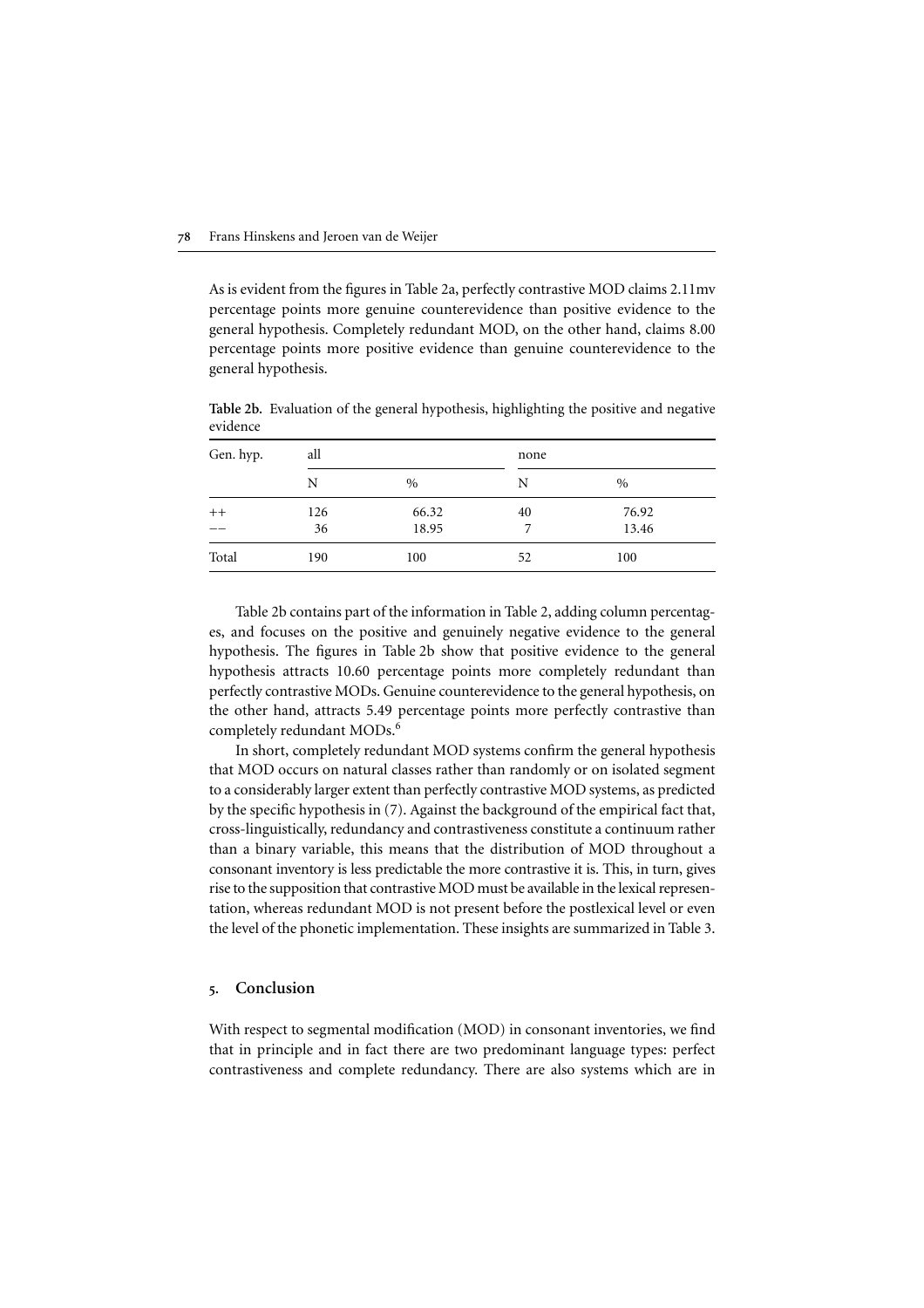As is evident from the figures in Table 2a, perfectly contrastive MOD claims 2.11mv percentage points more genuine counterevidence than positive evidence to the general hypothesis. Completely redundant MOD, on the other hand, claims 8.00 percentage points more positive evidence than genuine counterevidence to the general hypothesis.

**Table 2b.** Evaluation of the general hypothesis, highlighting the positive and negative evidence

| Gen. hyp. | all | | none | |
|---|---|---|---|---|
| | N | % | N | % |
| ++ | 126 | 66.32 | 40 | 76.92 |
| −− | 36 | 18.95 | 7 | 13.46 |
| Total | 190 | 100 | 52 | 100 |

Table 2b contains part of the information in Table 2, adding column percentages, and focuses on the positive and genuinely negative evidence to the general hypothesis. The figures in Table 2b show that positive evidence to the general hypothesis attracts 10.60 percentage points more completely redundant than perfectly contrastive MODs. Genuine counterevidence to the general hypothesis, on the other hand, attracts 5.49 percentage points more perfectly contrastive than completely redundant MODs.[6]

In short, completely redundant MOD systems confirm the general hypothesis that MOD occurs on natural classes rather than randomly or on isolated segment to a considerably larger extent than perfectly contrastive MOD systems, as predicted by the specific hypothesis in (7). Against the background of the empirical fact that, cross-linguistically, redundancy and contrastiveness constitute a continuum rather than a binary variable, this means that the distribution of MOD throughout a consonant inventory is less predictable the more contrastive it is. This, in turn, gives rise to the supposition that contrastive MOD must be available in the lexical representation, whereas redundant MOD is not present before the postlexical level or even the level of the phonetic implementation. These insights are summarized in Table 3.

## 5. Conclusion

With respect to segmental modification (MOD) in consonant inventories, we find that in principle and in fact there are two predominant language types: perfect contrastiveness and complete redundancy. There are also systems which are in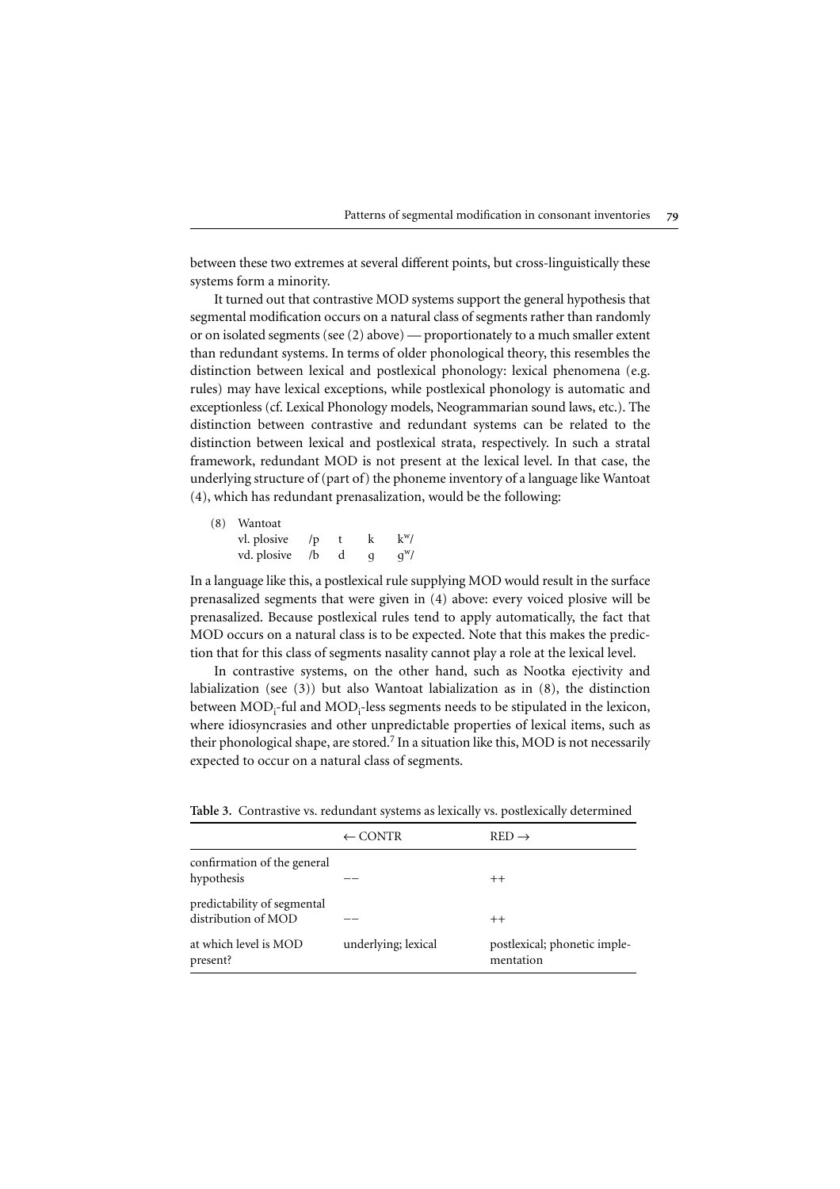between these two extremes at several different points, but cross-linguistically these systems form a minority.

It turned out that contrastive MOD systems support the general hypothesis that segmental modification occurs on a natural class of segments rather than randomly or on isolated segments (see (2) above) — proportionately to a much smaller extent than redundant systems. In terms of older phonological theory, this resembles the distinction between lexical and postlexical phonology: lexical phenomena (e.g. rules) may have lexical exceptions, while postlexical phonology is automatic and exceptionless (cf. Lexical Phonology models, Neogrammarian sound laws, etc.). The distinction between contrastive and redundant systems can be related to the distinction between lexical and postlexical strata, respectively. In such a stratal framework, redundant MOD is not present at the lexical level. In that case, the underlying structure of (part of) the phoneme inventory of a language like Wantoat (4), which has redundant prenasalization, would be the following:

(8) Wantoat

| | | | | |
|---|---|---|---|---|
| vl. plosive | /p | t | k | kʷ/ |
| vd. plosive | /b | d | g | gʷ/ |

In a language like this, a postlexical rule supplying MOD would result in the surface prenasalized segments that were given in (4) above: every voiced plosive will be prenasalized. Because postlexical rules tend to apply automatically, the fact that MOD occurs on a natural class is to be expected. Note that this makes the prediction that for this class of segments nasality cannot play a role at the lexical level.

In contrastive systems, on the other hand, such as Nootka ejectivity and labialization (see (3)) but also Wantoat labialization as in (8), the distinction between $\mathrm{MOD_i}$-ful and $\mathrm{MOD_i}$-less segments needs to be stipulated in the lexicon, where idiosyncrasies and other unpredictable properties of lexical items, such as their phonological shape, are stored.[7] In a situation like this, MOD is not necessarily expected to occur on a natural class of segments.

**Table 3.** Contrastive vs. redundant systems as lexically vs. postlexically determined

| | ← CONTR | RED → |
|---|---|---|
| confirmation of the general hypothesis | −− | ++ |
| predictability of segmental distribution of MOD | −− | ++ |
| at which level is MOD present? | underlying; lexical | postlexical; phonetic implementation |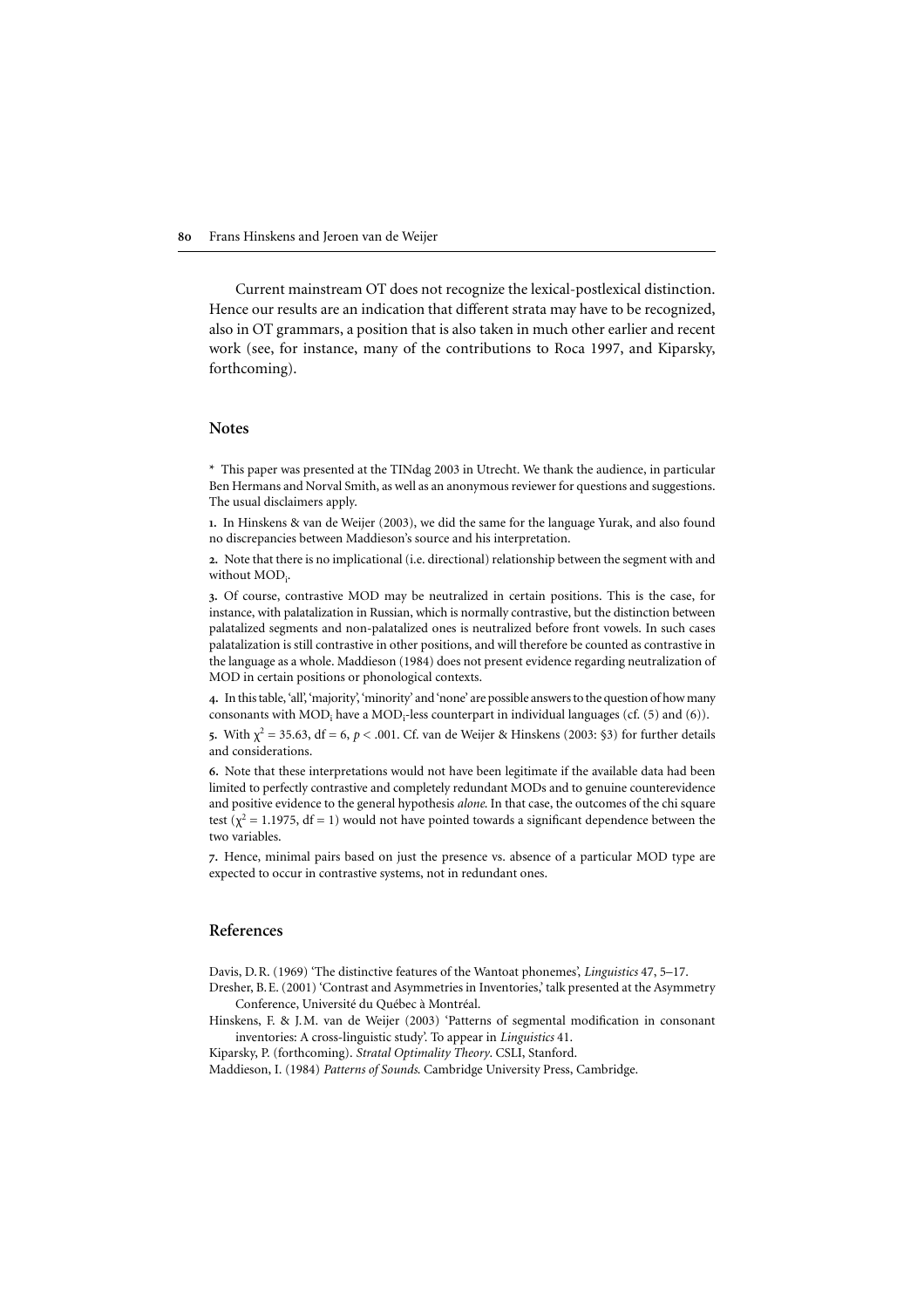Current mainstream OT does not recognize the lexical-postlexical distinction. Hence our results are an indication that different strata may have to be recognized, also in OT grammars, a position that is also taken in much other earlier and recent work (see, for instance, many of the contributions to Roca 1997, and Kiparsky, forthcoming).

## Notes

\* This paper was presented at the TINdag 2003 in Utrecht. We thank the audience, in particular Ben Hermans and Norval Smith, as well as an anonymous reviewer for questions and suggestions. The usual disclaimers apply.

**1.** In Hinskens & van de Weijer (2003), we did the same for the language Yurak, and also found no discrepancies between Maddieson's source and his interpretation.

**2.** Note that there is no implicational (i.e. directional) relationship between the segment with and without $MOD_i$.

**3.** Of course, contrastive MOD may be neutralized in certain positions. This is the case, for instance, with palatalization in Russian, which is normally contrastive, but the distinction between palatalized segments and non-palatalized ones is neutralized before front vowels. In such cases palatalization is still contrastive in other positions, and will therefore be counted as contrastive in the language as a whole. Maddieson (1984) does not present evidence regarding neutralization of MOD in certain positions or phonological contexts.

**4.** In this table, 'all', 'majority', 'minority' and 'none' are possible answers to the question of how many consonants with $MOD_i$ have a $MOD_i$-less counterpart in individual languages (cf. (5) and (6)).

**5.** With $\chi^2 = 35.63$, df = 6, $p < .001$. Cf. van de Weijer & Hinskens (2003: §3) for further details and considerations.

**6.** Note that these interpretations would not have been legitimate if the available data had been limited to perfectly contrastive and completely redundant MODs and to genuine counterevidence and positive evidence to the general hypothesis *alone*. In that case, the outcomes of the chi square test ($\chi^2 = 1.1975$, df = 1) would not have pointed towards a significant dependence between the two variables.

**7.** Hence, minimal pairs based on just the presence vs. absence of a particular MOD type are expected to occur in contrastive systems, not in redundant ones.

## References

Davis, D.R. (1969) 'The distinctive features of the Wantoat phonemes', *Linguistics* 47, 5–17.

Dresher, B.E. (2001) 'Contrast and Asymmetries in Inventories,' talk presented at the Asymmetry Conference, Université du Québec à Montréal.

Hinskens, F. & J.M. van de Weijer (2003) 'Patterns of segmental modification in consonant inventories: A cross-linguistic study'. To appear in *Linguistics* 41.

Kiparsky, P. (forthcoming). *Stratal Optimality Theory*. CSLI, Stanford.

Maddieson, I. (1984) *Patterns of Sounds*. Cambridge University Press, Cambridge.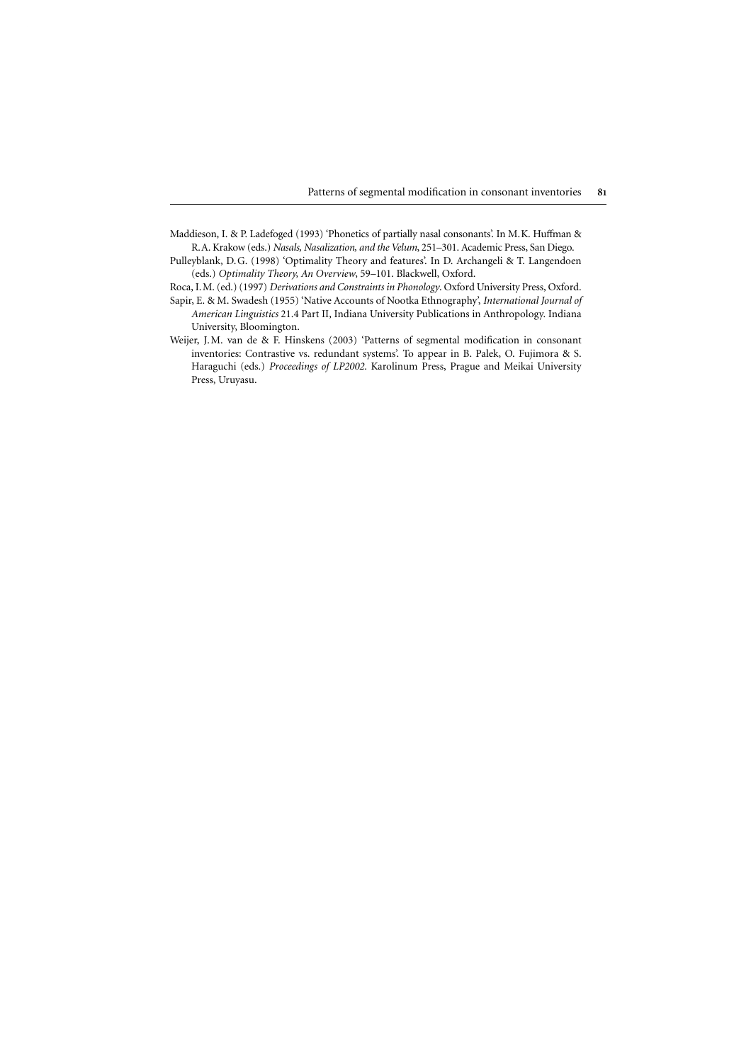Maddieson, I. & P. Ladefoged (1993) 'Phonetics of partially nasal consonants'. In M.K. Huffman & R.A. Krakow (eds.) *Nasals, Nasalization, and the Velum*, 251–301. Academic Press, San Diego.

Pulleyblank, D.G. (1998) 'Optimality Theory and features'. In D. Archangeli & T. Langendoen (eds.) *Optimality Theory, An Overview*, 59–101. Blackwell, Oxford.

Roca, I.M. (ed.) (1997) *Derivations and Constraints in Phonology*. Oxford University Press, Oxford.

Sapir, E. & M. Swadesh (1955) 'Native Accounts of Nootka Ethnography', *International Journal of American Linguistics* 21.4 Part II, Indiana University Publications in Anthropology. Indiana University, Bloomington.

Weijer, J.M. van de & F. Hinskens (2003) 'Patterns of segmental modification in consonant inventories: Contrastive vs. redundant systems'. To appear in B. Palek, O. Fujimora & S. Haraguchi (eds.) *Proceedings of LP2002*. Karolinum Press, Prague and Meikai University Press, Uruyasu.